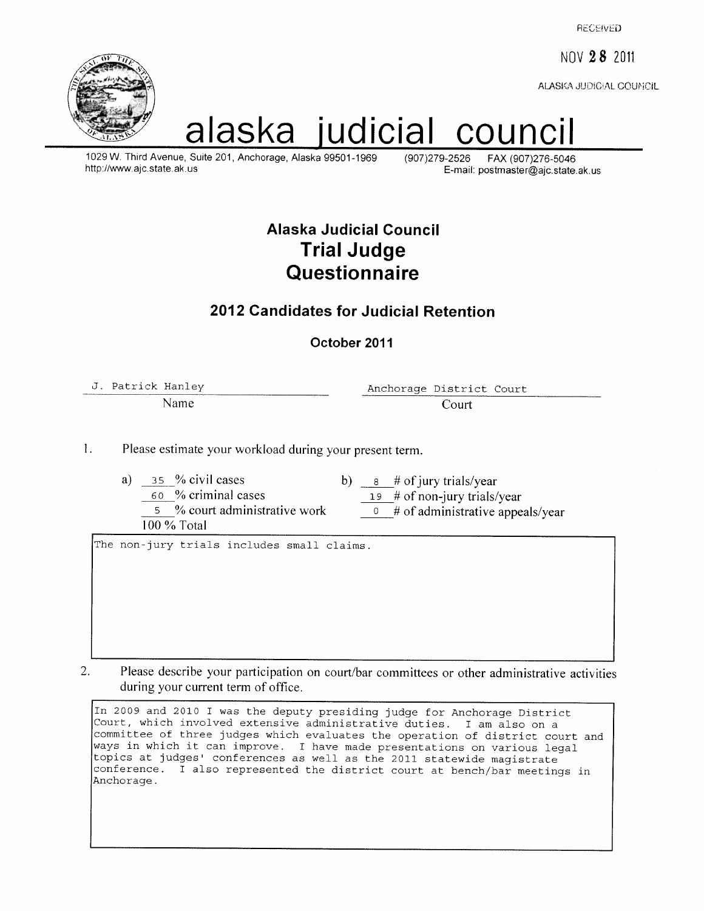RECEIVED

NOV 28 2011

ALASKA JUDICIAL COUNCIL

# alaska judicial council

1029 W. Third Avenue, Suite 201, Anchorage, Alaska 99501-1969 (907)279-2526 FAX (907)276-5046
http://www.ajc.state.ak.us E-mail: postmaster@ajc.state.ak.us

## Alaska Judicial Council
## Trial Judge Questionnaire

### 2012 Candidates for Judicial Retention

**October 2011**

| J. Patrick Hanley | Anchorage District Court |
|---|---|
| Name | Court |

1. Please estimate your workload during your present term.

   a) 35 % civil cases
   60 % criminal cases
   5 % court administrative work
   100 % Total

   b) 8 # of jury trials/year
   19 # of non-jury trials/year
   0 # of administrative appeals/year

   The non-jury trials includes small claims.

2. Please describe your participation on court/bar committees or other administrative activities during your current term of office.

   In 2009 and 2010 I was the deputy presiding judge for Anchorage District Court, which involved extensive administrative duties. I am also on a committee of three judges which evaluates the operation of district court and ways in which it can improve. I have made presentations on various legal topics at judges' conferences as well as the 2011 statewide magistrate conference. I also represented the district court at bench/bar meetings in Anchorage.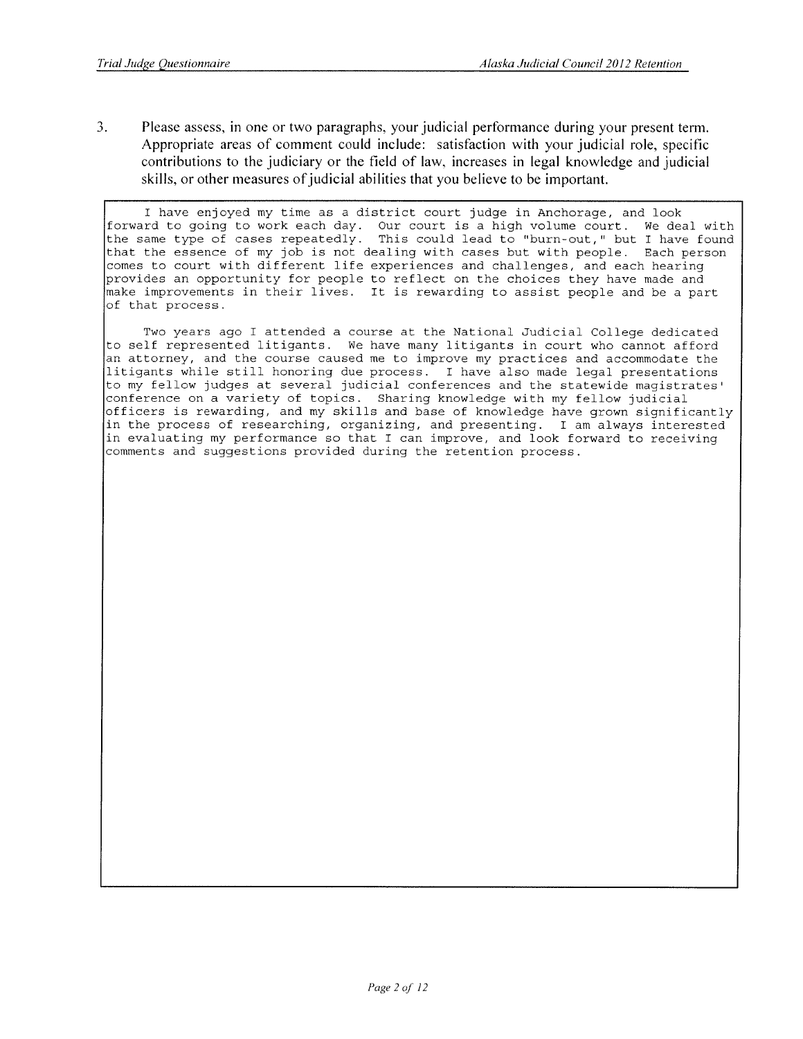3. Please assess, in one or two paragraphs, your judicial performance during your present term. Appropriate areas of comment could include: satisfaction with your judicial role, specific contributions to the judiciary or the field of law, increases in legal knowledge and judicial skills, or other measures of judicial abilities that you believe to be important.

I have enjoyed my time as a district court judge in Anchorage, and look forward to going to work each day. Our court is a high volume court. We deal with the same type of cases repeatedly. This could lead to "burn-out," but I have found that the essence of my job is not dealing with cases but with people. Each person comes to court with different life experiences and challenges, and each hearing provides an opportunity for people to reflect on the choices they have made and make improvements in their lives. It is rewarding to assist people and be a part of that process.

Two years ago I attended a course at the National Judicial College dedicated to self represented litigants. We have many litigants in court who cannot afford an attorney, and the course caused me to improve my practices and accommodate the litigants while still honoring due process. I have also made legal presentations to my fellow judges at several judicial conferences and the statewide magistrates' conference on a variety of topics. Sharing knowledge with my fellow judicial officers is rewarding, and my skills and base of knowledge have grown significantly in the process of researching, organizing, and presenting. I am always interested in evaluating my performance so that I can improve, and look forward to receiving comments and suggestions provided during the retention process.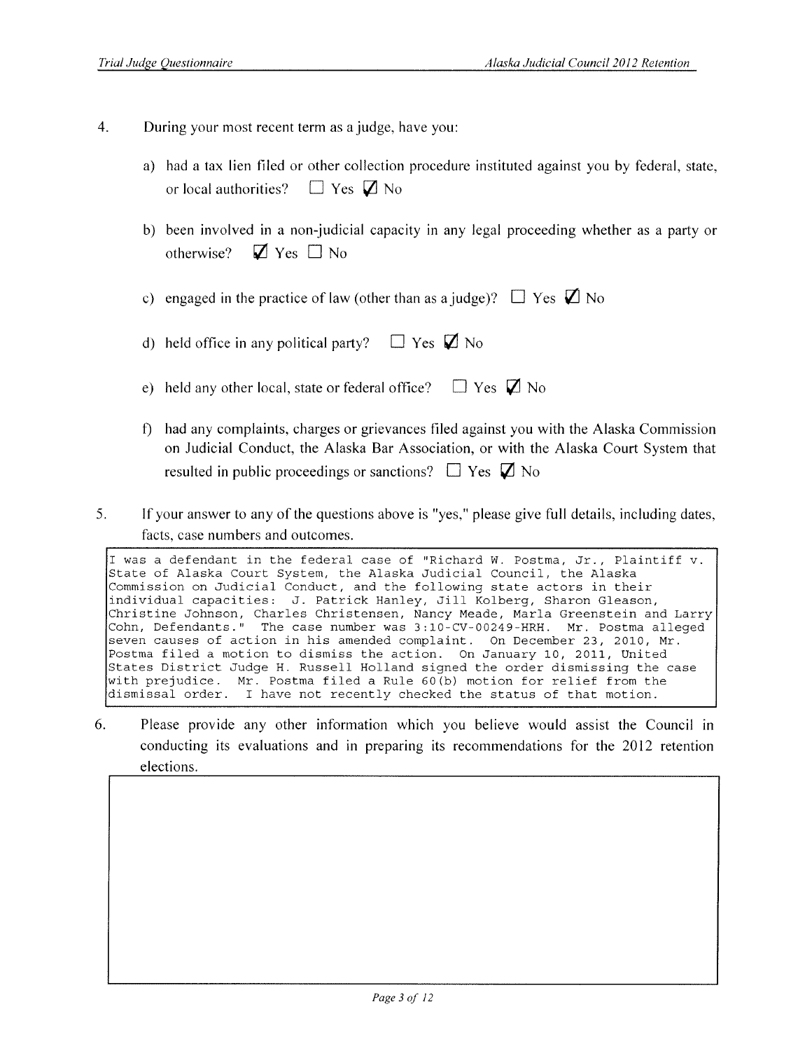4. During your most recent term as a judge, have you:

   a) had a tax lien filed or other collection procedure instituted against you by federal, state, or local authorities? ☐ Yes ☑ No

   b) been involved in a non-judicial capacity in any legal proceeding whether as a party or otherwise? ☑ Yes ☐ No

   c) engaged in the practice of law (other than as a judge)? ☐ Yes ☑ No

   d) held office in any political party? ☐ Yes ☑ No

   e) held any other local, state or federal office? ☐ Yes ☑ No

   f) had any complaints, charges or grievances filed against you with the Alaska Commission on Judicial Conduct, the Alaska Bar Association, or with the Alaska Court System that resulted in public proceedings or sanctions? ☐ Yes ☑ No

5. If your answer to any of the questions above is "yes," please give full details, including dates, facts, case numbers and outcomes.

> I was a defendant in the federal case of "Richard W. Postma, Jr., Plaintiff v. State of Alaska Court System, the Alaska Judicial Council, the Alaska Commission on Judicial Conduct, and the following state actors in their individual capacities: J. Patrick Hanley, Jill Kolberg, Sharon Gleason, Christine Johnson, Charles Christensen, Nancy Meade, Marla Greenstein and Larry Cohn, Defendants." The case number was 3:10-CV-00249-HRH. Mr. Postma alleged seven causes of action in his amended complaint. On December 23, 2010, Mr. Postma filed a motion to dismiss the action. On January 10, 2011, United States District Judge H. Russell Holland signed the order dismissing the case with prejudice. Mr. Postma filed a Rule 60(b) motion for relief from the dismissal order. I have not recently checked the status of that motion.

6. Please provide any other information which you believe would assist the Council in conducting its evaluations and in preparing its recommendations for the 2012 retention elections.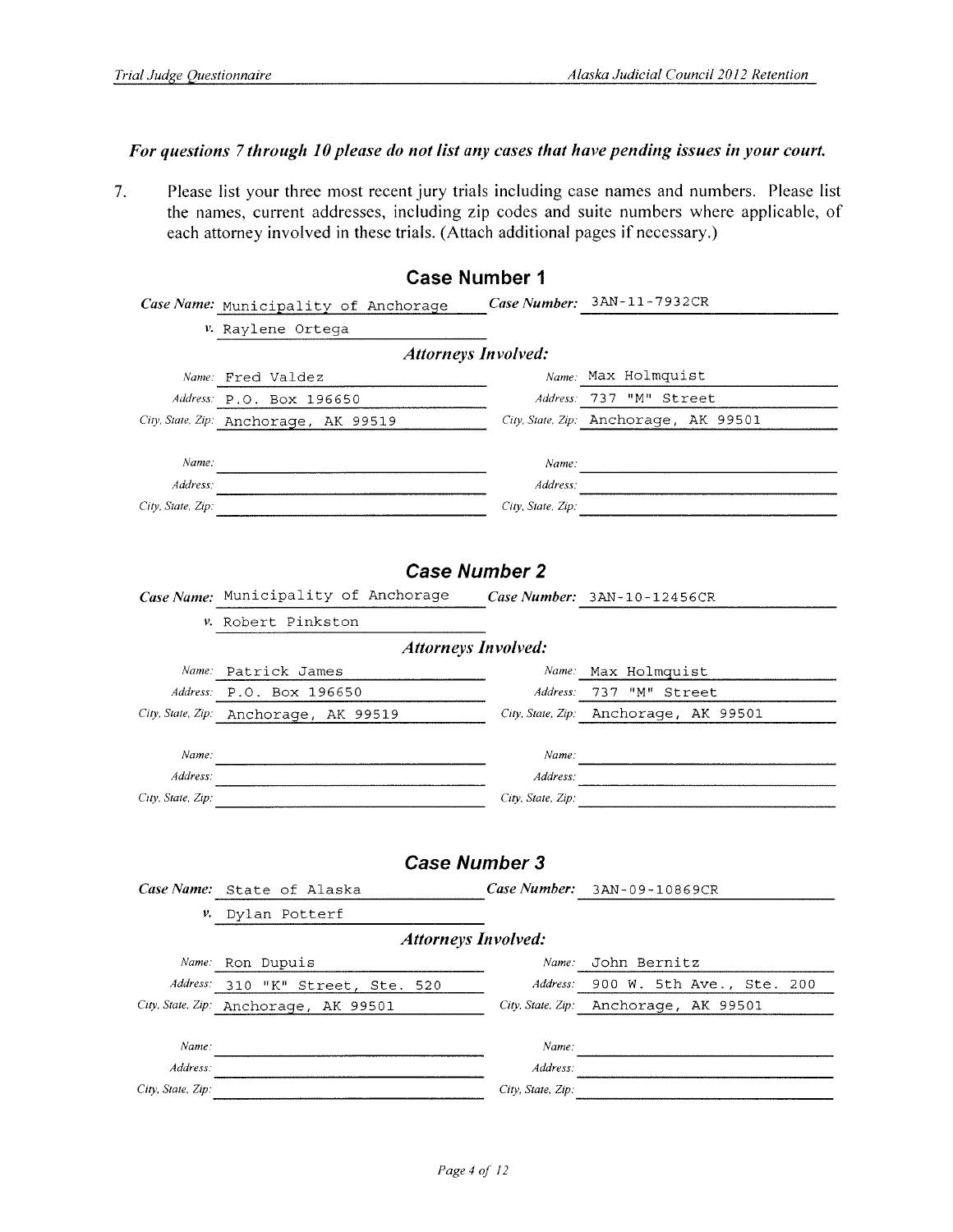***For questions 7 through 10 please do not list any cases that have pending issues in your court.***

7. Please list your three most recent jury trials including case names and numbers. Please list the names, current addresses, including zip codes and suite numbers where applicable, of each attorney involved in these trials. (Attach additional pages if necessary.)

## Case Number 1

***Case Name:*** Municipality of Anchorage ***v.*** Raylene Ortega

***Case Number:*** 3AN-11-7932CR

***Attorneys Involved:***

| | |
|---|---|
| *Name:* Fred Valdez | *Name:* Max Holmquist |
| *Address:* P.O. Box 196650 | *Address:* 737 "M" Street |
| *City, State, Zip:* Anchorage, AK 99519 | *City, State, Zip:* Anchorage, AK 99501 |
| *Name:* | *Name:* |
| *Address:* | *Address:* |
| *City, State, Zip:* | *City, State, Zip:* |

## Case Number 2

***Case Name:*** Municipality of Anchorage ***v.*** Robert Pinkston

***Case Number:*** 3AN-10-12456CR

***Attorneys Involved:***

| | |
|---|---|
| *Name:* Patrick James | *Name:* Max Holmquist |
| *Address:* P.O. Box 196650 | *Address:* 737 "M" Street |
| *City, State, Zip:* Anchorage, AK 99519 | *City, State, Zip:* Anchorage, AK 99501 |
| *Name:* | *Name:* |
| *Address:* | *Address:* |
| *City, State, Zip:* | *City, State, Zip:* |

## Case Number 3

***Case Name:*** State of Alaska ***v.*** Dylan Potterf

***Case Number:*** 3AN-09-10869CR

***Attorneys Involved:***

| | |
|---|---|
| *Name:* Ron Dupuis | *Name:* John Bernitz |
| *Address:* 310 "K" Street, Ste. 520 | *Address:* 900 W. 5th Ave., Ste. 200 |
| *City, State, Zip:* Anchorage, AK 99501 | *City, State, Zip:* Anchorage, AK 99501 |
| *Name:* | *Name:* |
| *Address:* | *Address:* |
| *City, State, Zip:* | *City, State, Zip:* |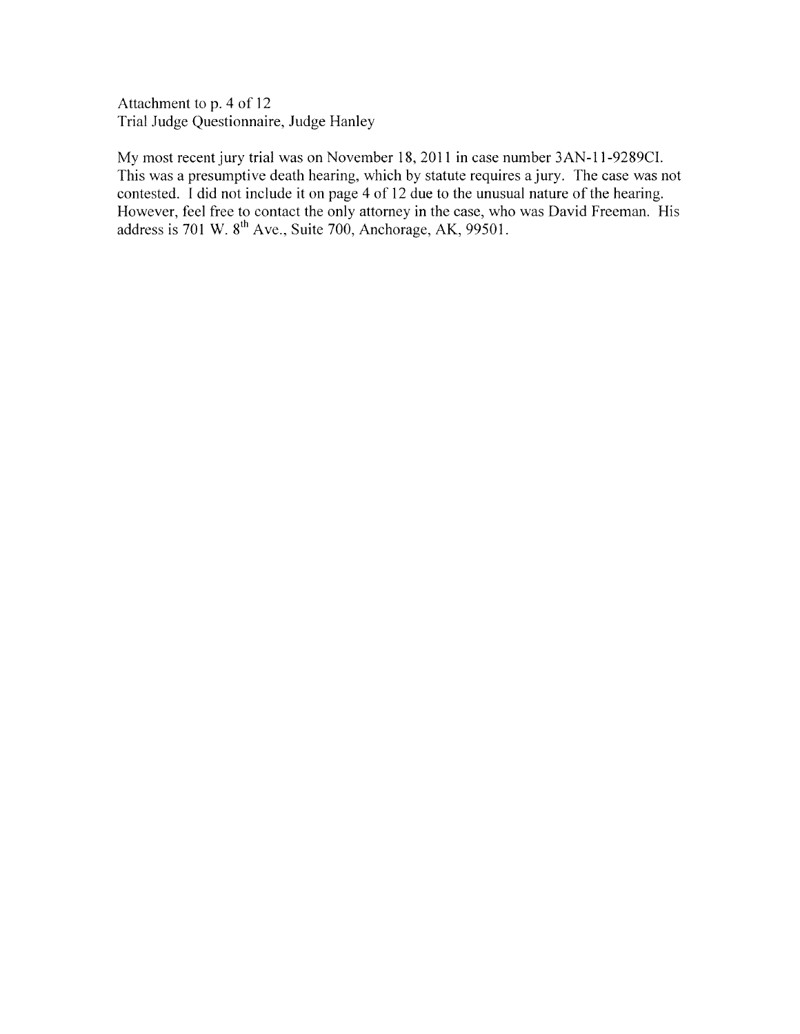Attachment to p. 4 of 12
Trial Judge Questionnaire, Judge Hanley

My most recent jury trial was on November 18, 2011 in case number 3AN-11-9289CI. This was a presumptive death hearing, which by statute requires a jury. The case was not contested. I did not include it on page 4 of 12 due to the unusual nature of the hearing. However, feel free to contact the only attorney in the case, who was David Freeman. His address is 701 W. 8th Ave., Suite 700, Anchorage, AK, 99501.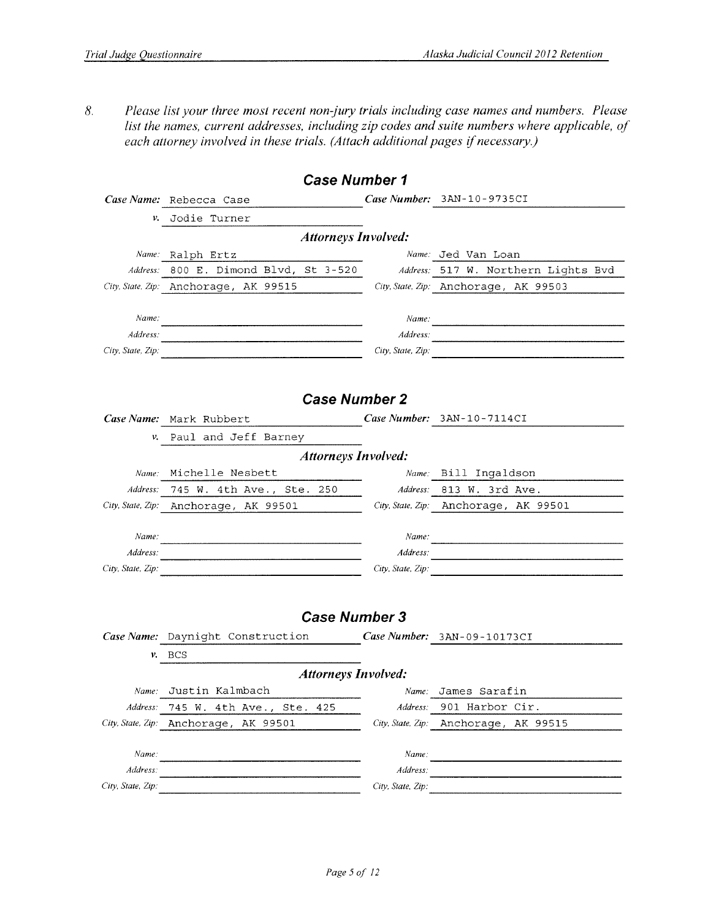8. *Please list your three most recent non-jury trials including case names and numbers. Please list the names, current addresses, including zip codes and suite numbers where applicable, of each attorney involved in these trials. (Attach additional pages if necessary.)*

## Case Number 1

**Case Name:** Rebecca Case **Case Number:** 3AN-10-9735CI

*v.* Jodie Turner

***Attorneys Involved:***

| | | | |
|---|---|---|---|
| *Name:* | Ralph Ertz | *Name:* | Jed Van Loan |
| *Address:* | 800 E. Dimond Blvd, St 3-520 | *Address:* | 517 W. Northern Lights Bvd |
| *City, State, Zip:* | Anchorage, AK 99515 | *City, State, Zip:* | Anchorage, AK 99503 |
| *Name:* | | *Name:* | |
| *Address:* | | *Address:* | |
| *City, State, Zip:* | | *City, State, Zip:* | |

## Case Number 2

**Case Name:** Mark Rubbert **Case Number:** 3AN-10-7114CI

*v.* Paul and Jeff Barney

***Attorneys Involved:***

| | | | |
|---|---|---|---|
| *Name:* | Michelle Nesbett | *Name:* | Bill Ingaldson |
| *Address:* | 745 W. 4th Ave., Ste. 250 | *Address:* | 813 W. 3rd Ave. |
| *City, State, Zip:* | Anchorage, AK 99501 | *City, State, Zip:* | Anchorage, AK 99501 |
| *Name:* | | *Name:* | |
| *Address:* | | *Address:* | |
| *City, State, Zip:* | | *City, State, Zip:* | |

## Case Number 3

**Case Name:** Daynight Construction **Case Number:** 3AN-09-10173CI

*v.* BCS

***Attorneys Involved:***

| | | | |
|---|---|---|---|
| *Name:* | Justin Kalmbach | *Name:* | James Sarafin |
| *Address:* | 745 W. 4th Ave., Ste. 425 | *Address:* | 901 Harbor Cir. |
| *City, State, Zip:* | Anchorage, AK 99501 | *City, State, Zip:* | Anchorage, AK 99515 |
| *Name:* | | *Name:* | |
| *Address:* | | *Address:* | |
| *City, State, Zip:* | | *City, State, Zip:* | |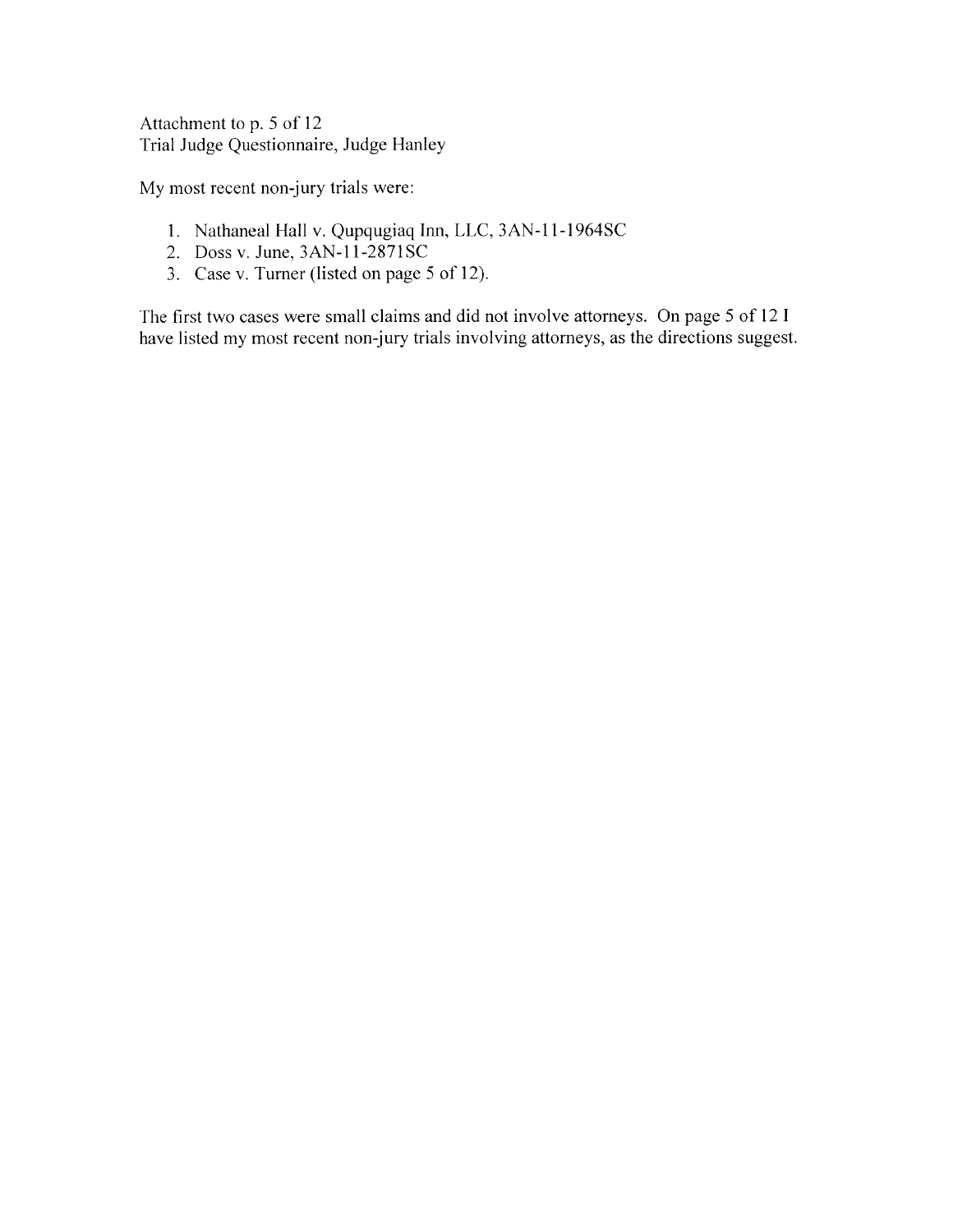Attachment to p. 5 of 12
Trial Judge Questionnaire, Judge Hanley

My most recent non-jury trials were:

1. Nathaneal Hall v. Qupqugiaq Inn, LLC, 3AN-11-1964SC
2. Doss v. June, 3AN-11-2871SC
3. Case v. Turner (listed on page 5 of 12).

The first two cases were small claims and did not involve attorneys. On page 5 of 12 I have listed my most recent non-jury trials involving attorneys, as the directions suggest.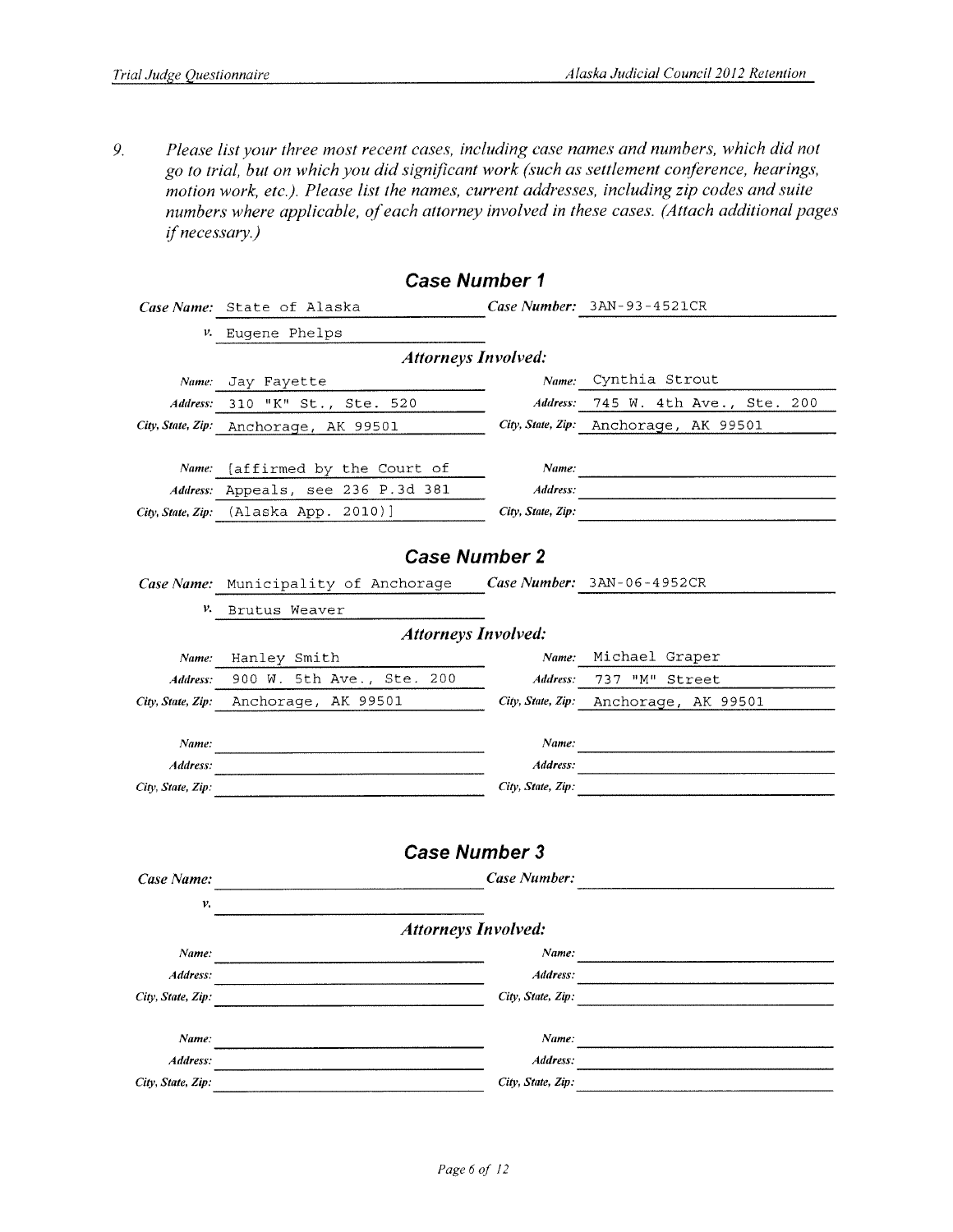9. *Please list your three most recent cases, including case names and numbers, which did not go to trial, but on which you did significant work (such as settlement conference, hearings, motion work, etc.). Please list the names, current addresses, including zip codes and suite numbers where applicable, of each attorney involved in these cases. (Attach additional pages if necessary.)*

### Case Number 1

**Case Name:** State of Alaska

***v.*** Eugene Phelps

**Case Number:** 3AN-93-4521CR

***Attorneys Involved:***

| | | | |
|---|---|---|---|
| ***Name:*** | Jay Fayette | ***Name:*** | Cynthia Strout |
| ***Address:*** | 310 "K" St., Ste. 520 | ***Address:*** | 745 W. 4th Ave., Ste. 200 |
| ***City, State, Zip:*** | Anchorage, AK 99501 | ***City, State, Zip:*** | Anchorage, AK 99501 |
| ***Name:*** | [affirmed by the Court of | ***Name:*** | |
| ***Address:*** | Appeals, see 236 P.3d 381 | ***Address:*** | |
| ***City, State, Zip:*** | (Alaska App. 2010)] | ***City, State, Zip:*** | |

### Case Number 2

**Case Name:** Municipality of Anchorage

***v.*** Brutus Weaver

**Case Number:** 3AN-06-4952CR

***Attorneys Involved:***

| | | | |
|---|---|---|---|
| ***Name:*** | Hanley Smith | ***Name:*** | Michael Graper |
| ***Address:*** | 900 W. 5th Ave., Ste. 200 | ***Address:*** | 737 "M" Street |
| ***City, State, Zip:*** | Anchorage, AK 99501 | ***City, State, Zip:*** | Anchorage, AK 99501 |
| ***Name:*** | | ***Name:*** | |
| ***Address:*** | | ***Address:*** | |
| ***City, State, Zip:*** | | ***City, State, Zip:*** | |

### Case Number 3

**Case Name:**

***v.***

**Case Number:**

***Attorneys Involved:***

| | | | |
|---|---|---|---|
| ***Name:*** | | ***Name:*** | |
| ***Address:*** | | ***Address:*** | |
| ***City, State, Zip:*** | | ***City, State, Zip:*** | |
| ***Name:*** | | ***Name:*** | |
| ***Address:*** | | ***Address:*** | |
| ***City, State, Zip:*** | | ***City, State, Zip:*** | |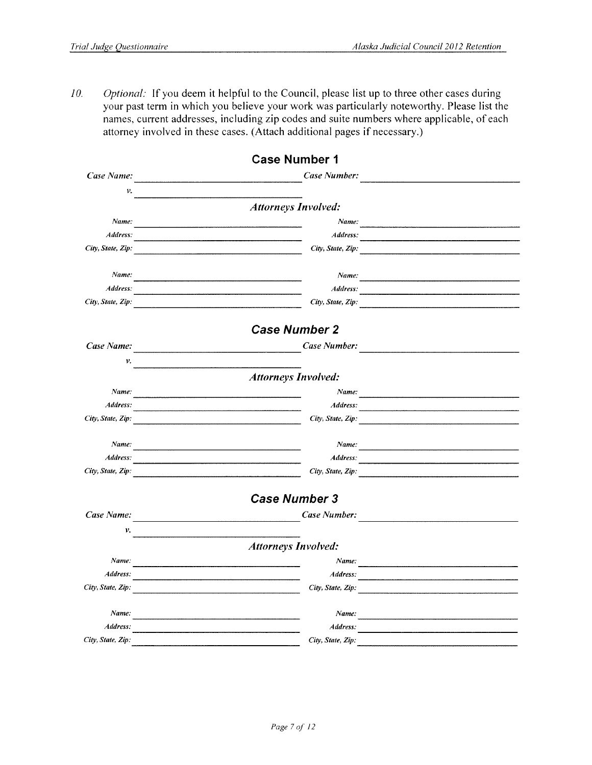10. *Optional:* If you deem it helpful to the Council, please list up to three other cases during your past term in which you believe your work was particularly noteworthy. Please list the names, current addresses, including zip codes and suite numbers where applicable, of each attorney involved in these cases. (Attach additional pages if necessary.)

## Case Number 1

*Case Name:* ______________________ *Case Number:* ______________________

*v.* ______________________

***Attorneys Involved:***

| | | | |
|---|---|---|---|
| *Name:* | | *Name:* | |
| *Address:* | | *Address:* | |
| *City, State, Zip:* | | *City, State, Zip:* | |
| *Name:* | | *Name:* | |
| *Address:* | | *Address:* | |
| *City, State, Zip:* | | *City, State, Zip:* | |

## Case Number 2

*Case Name:* ______________________ *Case Number:* ______________________

*v.* ______________________

***Attorneys Involved:***

| | | | |
|---|---|---|---|
| *Name:* | | *Name:* | |
| *Address:* | | *Address:* | |
| *City, State, Zip:* | | *City, State, Zip:* | |
| *Name:* | | *Name:* | |
| *Address:* | | *Address:* | |
| *City, State, Zip:* | | *City, State, Zip:* | |

## Case Number 3

*Case Name:* ______________________ *Case Number:* ______________________

*v.* ______________________

***Attorneys Involved:***

| | | | |
|---|---|---|---|
| *Name:* | | *Name:* | |
| *Address:* | | *Address:* | |
| *City, State, Zip:* | | *City, State, Zip:* | |
| *Name:* | | *Name:* | |
| *Address:* | | *Address:* | |
| *City, State, Zip:* | | *City, State, Zip:* | |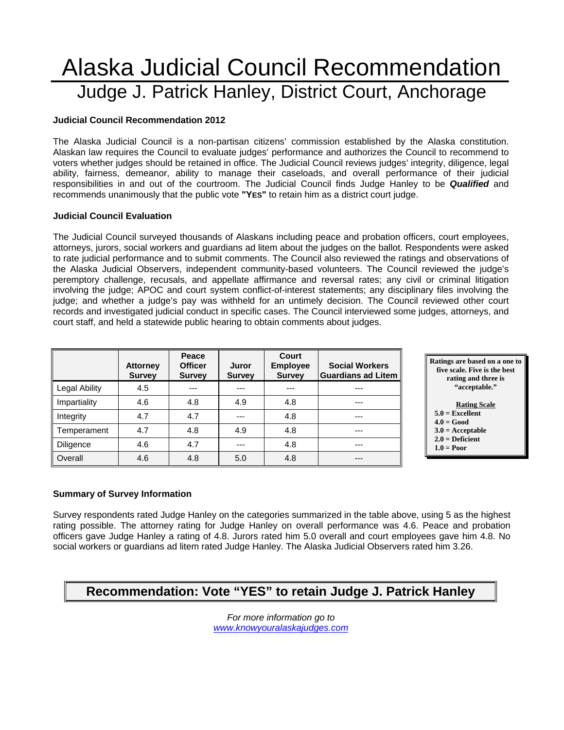# Alaska Judicial Council Recommendation

## Judge J. Patrick Hanley, District Court, Anchorage

**Judicial Council Recommendation 2012**

The Alaska Judicial Council is a non-partisan citizens' commission established by the Alaska constitution. Alaskan law requires the Council to evaluate judges' performance and authorizes the Council to recommend to voters whether judges should be retained in office. The Judicial Council reviews judges' integrity, diligence, legal ability, fairness, demeanor, ability to manage their caseloads, and overall performance of their judicial responsibilities in and out of the courtroom. The Judicial Council finds Judge Hanley to be ***Qualified*** and recommends unanimously that the public vote **"YES"** to retain him as a district court judge.

**Judicial Council Evaluation**

The Judicial Council surveyed thousands of Alaskans including peace and probation officers, court employees, attorneys, jurors, social workers and guardians ad litem about the judges on the ballot. Respondents were asked to rate judicial performance and to submit comments. The Council also reviewed the ratings and observations of the Alaska Judicial Observers, independent community-based volunteers. The Council reviewed the judge's peremptory challenge, recusals, and appellate affirmance and reversal rates; any civil or criminal litigation involving the judge; APOC and court system conflict-of-interest statements; any disciplinary files involving the judge; and whether a judge's pay was withheld for an untimely decision. The Council reviewed other court records and investigated judicial conduct in specific cases. The Council interviewed some judges, attorneys, and court staff, and held a statewide public hearing to obtain comments about judges.

| | Attorney Survey | Peace Officer Survey | Juror Survey | Court Employee Survey | Social Workers Guardians ad Litem |
|---|---|---|---|---|---|
| Legal Ability | 4.5 | --- | --- | --- | --- |
| Impartiality | 4.6 | 4.8 | 4.9 | 4.8 | --- |
| Integrity | 4.7 | 4.7 | --- | 4.8 | --- |
| Temperament | 4.7 | 4.8 | 4.9 | 4.8 | --- |
| Diligence | 4.6 | 4.7 | --- | 4.8 | --- |
| Overall | 4.6 | 4.8 | 5.0 | 4.8 | --- |

**Ratings are based on a one to five scale. Five is the best rating and three is "acceptable."**

**Rating Scale**
- **5.0 = Excellent**
- **4.0 = Good**
- **3.0 = Acceptable**
- **2.0 = Deficient**
- **1.0 = Poor**

**Summary of Survey Information**

Survey respondents rated Judge Hanley on the categories summarized in the table above, using 5 as the highest rating possible. The attorney rating for Judge Hanley on overall performance was 4.6. Peace and probation officers gave Judge Hanley a rating of 4.8. Jurors rated him 5.0 overall and court employees gave him 4.8. No social workers or guardians ad litem rated Judge Hanley. The Alaska Judicial Observers rated him 3.26.

**Recommendation: Vote "YES" to retain Judge J. Patrick Hanley**

*For more information go to*
*www.knowyouralaskajudges.com*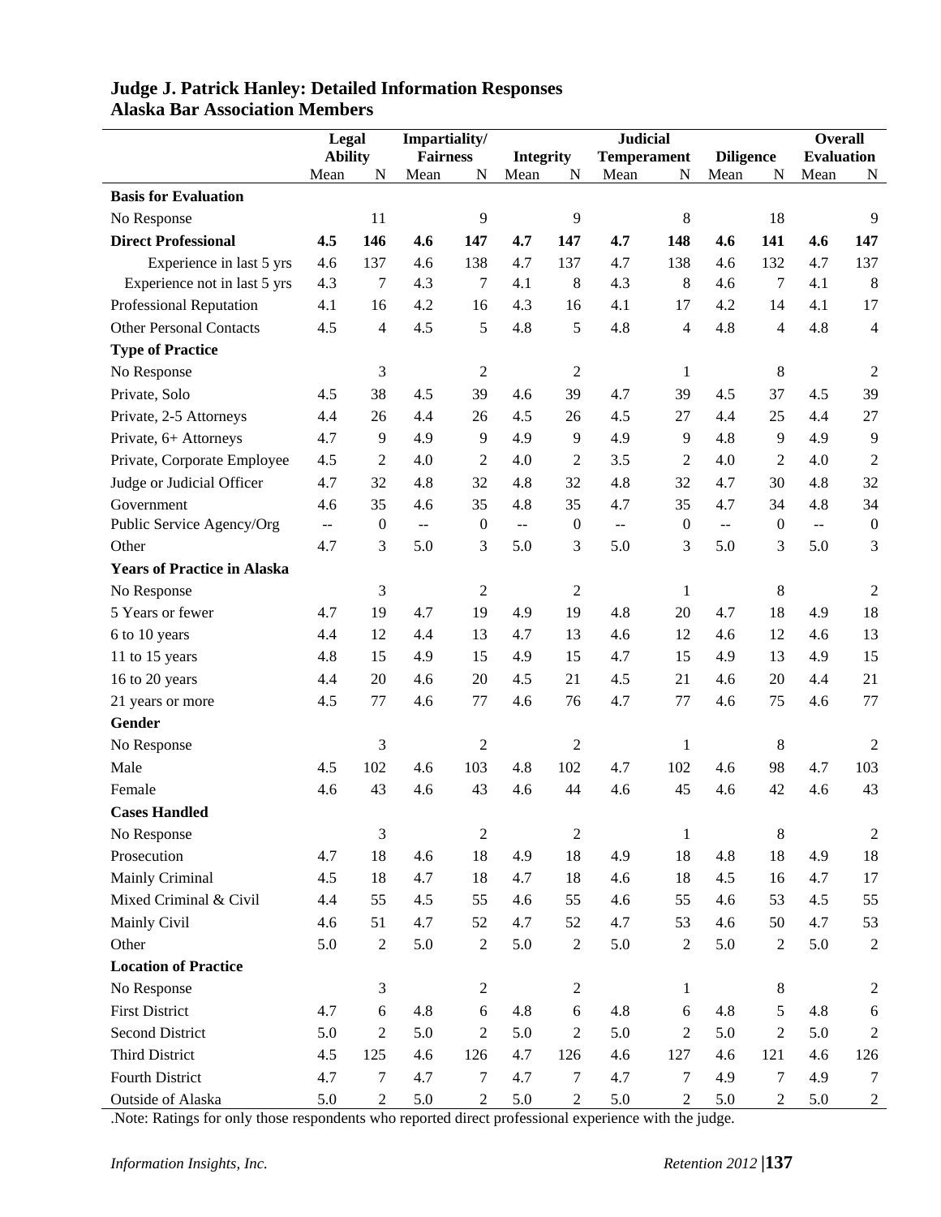## Judge J. Patrick Hanley: Detailed Information Responses
## Alaska Bar Association Members

| | Legal Ability | | Impartiality/ Fairness | | Integrity | | Judicial Temperament | | Diligence | | Overall Evaluation | |
|---|---|---|---|---|---|---|---|---|---|---|---|---|
| | Mean | N | Mean | N | Mean | N | Mean | N | Mean | N | Mean | N |
| **Basis for Evaluation** | | | | | | | | | | | | |
| No Response | | 11 | | 9 | | 9 | | 8 | | 18 | | 9 |
| **Direct Professional** | **4.5** | **146** | **4.6** | **147** | **4.7** | **147** | **4.7** | **148** | **4.6** | **141** | **4.6** | **147** |
| Experience in last 5 yrs | 4.6 | 137 | 4.6 | 138 | 4.7 | 137 | 4.7 | 138 | 4.6 | 132 | 4.7 | 137 |
| Experience not in last 5 yrs | 4.3 | 7 | 4.3 | 7 | 4.1 | 8 | 4.3 | 8 | 4.6 | 7 | 4.1 | 8 |
| Professional Reputation | 4.1 | 16 | 4.2 | 16 | 4.3 | 16 | 4.1 | 17 | 4.2 | 14 | 4.1 | 17 |
| Other Personal Contacts | 4.5 | 4 | 4.5 | 5 | 4.8 | 5 | 4.8 | 4 | 4.8 | 4 | 4.8 | 4 |
| **Type of Practice** | | | | | | | | | | | | |
| No Response | | 3 | | 2 | | 2 | | 1 | | 8 | | 2 |
| Private, Solo | 4.5 | 38 | 4.5 | 39 | 4.6 | 39 | 4.7 | 39 | 4.5 | 37 | 4.5 | 39 |
| Private, 2-5 Attorneys | 4.4 | 26 | 4.4 | 26 | 4.5 | 26 | 4.5 | 27 | 4.4 | 25 | 4.4 | 27 |
| Private, 6+ Attorneys | 4.7 | 9 | 4.9 | 9 | 4.9 | 9 | 4.9 | 9 | 4.8 | 9 | 4.9 | 9 |
| Private, Corporate Employee | 4.5 | 2 | 4.0 | 2 | 4.0 | 2 | 3.5 | 2 | 4.0 | 2 | 4.0 | 2 |
| Judge or Judicial Officer | 4.7 | 32 | 4.8 | 32 | 4.8 | 32 | 4.8 | 32 | 4.7 | 30 | 4.8 | 32 |
| Government | 4.6 | 35 | 4.6 | 35 | 4.8 | 35 | 4.7 | 35 | 4.7 | 34 | 4.8 | 34 |
| Public Service Agency/Org | -- | 0 | -- | 0 | -- | 0 | -- | 0 | -- | 0 | -- | 0 |
| Other | 4.7 | 3 | 5.0 | 3 | 5.0 | 3 | 5.0 | 3 | 5.0 | 3 | 5.0 | 3 |
| **Years of Practice in Alaska** | | | | | | | | | | | | |
| No Response | | 3 | | 2 | | 2 | | 1 | | 8 | | 2 |
| 5 Years or fewer | 4.7 | 19 | 4.7 | 19 | 4.9 | 19 | 4.8 | 20 | 4.7 | 18 | 4.9 | 18 |
| 6 to 10 years | 4.4 | 12 | 4.4 | 13 | 4.7 | 13 | 4.6 | 12 | 4.6 | 12 | 4.6 | 13 |
| 11 to 15 years | 4.8 | 15 | 4.9 | 15 | 4.9 | 15 | 4.7 | 15 | 4.9 | 13 | 4.9 | 15 |
| 16 to 20 years | 4.4 | 20 | 4.6 | 20 | 4.5 | 21 | 4.5 | 21 | 4.6 | 20 | 4.4 | 21 |
| 21 years or more | 4.5 | 77 | 4.6 | 77 | 4.6 | 76 | 4.7 | 77 | 4.6 | 75 | 4.6 | 77 |
| **Gender** | | | | | | | | | | | | |
| No Response | | 3 | | 2 | | 2 | | 1 | | 8 | | 2 |
| Male | 4.5 | 102 | 4.6 | 103 | 4.8 | 102 | 4.7 | 102 | 4.6 | 98 | 4.7 | 103 |
| Female | 4.6 | 43 | 4.6 | 43 | 4.6 | 44 | 4.6 | 45 | 4.6 | 42 | 4.6 | 43 |
| **Cases Handled** | | | | | | | | | | | | |
| No Response | | 3 | | 2 | | 2 | | 1 | | 8 | | 2 |
| Prosecution | 4.7 | 18 | 4.6 | 18 | 4.9 | 18 | 4.9 | 18 | 4.8 | 18 | 4.9 | 18 |
| Mainly Criminal | 4.5 | 18 | 4.7 | 18 | 4.7 | 18 | 4.6 | 18 | 4.5 | 16 | 4.7 | 17 |
| Mixed Criminal & Civil | 4.4 | 55 | 4.5 | 55 | 4.6 | 55 | 4.6 | 55 | 4.6 | 53 | 4.5 | 55 |
| Mainly Civil | 4.6 | 51 | 4.7 | 52 | 4.7 | 52 | 4.7 | 53 | 4.6 | 50 | 4.7 | 53 |
| Other | 5.0 | 2 | 5.0 | 2 | 5.0 | 2 | 5.0 | 2 | 5.0 | 2 | 5.0 | 2 |
| **Location of Practice** | | | | | | | | | | | | |
| No Response | | 3 | | 2 | | 2 | | 1 | | 8 | | 2 |
| First District | 4.7 | 6 | 4.8 | 6 | 4.8 | 6 | 4.8 | 6 | 4.8 | 5 | 4.8 | 6 |
| Second District | 5.0 | 2 | 5.0 | 2 | 5.0 | 2 | 5.0 | 2 | 5.0 | 2 | 5.0 | 2 |
| Third District | 4.5 | 125 | 4.6 | 126 | 4.7 | 126 | 4.6 | 127 | 4.6 | 121 | 4.6 | 126 |
| Fourth District | 4.7 | 7 | 4.7 | 7 | 4.7 | 7 | 4.7 | 7 | 4.9 | 7 | 4.9 | 7 |
| Outside of Alaska | 5.0 | 2 | 5.0 | 2 | 5.0 | 2 | 5.0 | 2 | 5.0 | 2 | 5.0 | 2 |

.Note: Ratings for only those respondents who reported direct professional experience with the judge.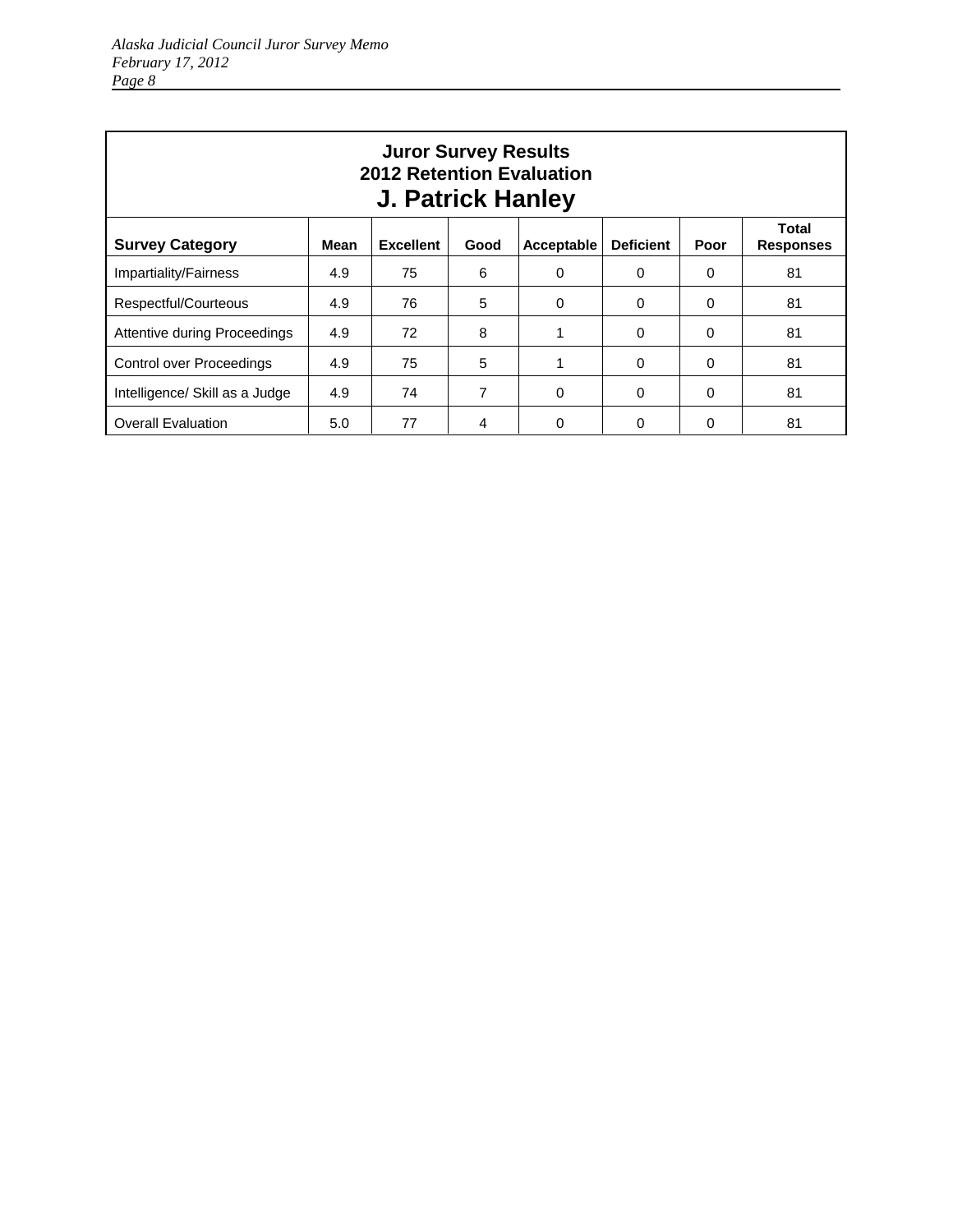| Juror Survey Results<br>2012 Retention Evaluation<br>J. Patrick Hanley | | | | | | | |
|---|---|---|---|---|---|---|---|
| **Survey Category** | **Mean** | **Excellent** | **Good** | **Acceptable** | **Deficient** | **Poor** | **Total Responses** |
| Impartiality/Fairness | 4.9 | 75 | 6 | 0 | 0 | 0 | 81 |
| Respectful/Courteous | 4.9 | 76 | 5 | 0 | 0 | 0 | 81 |
| Attentive during Proceedings | 4.9 | 72 | 8 | 1 | 0 | 0 | 81 |
| Control over Proceedings | 4.9 | 75 | 5 | 1 | 0 | 0 | 81 |
| Intelligence/ Skill as a Judge | 4.9 | 74 | 7 | 0 | 0 | 0 | 81 |
| Overall Evaluation | 5.0 | 77 | 4 | 0 | 0 | 0 | 81 |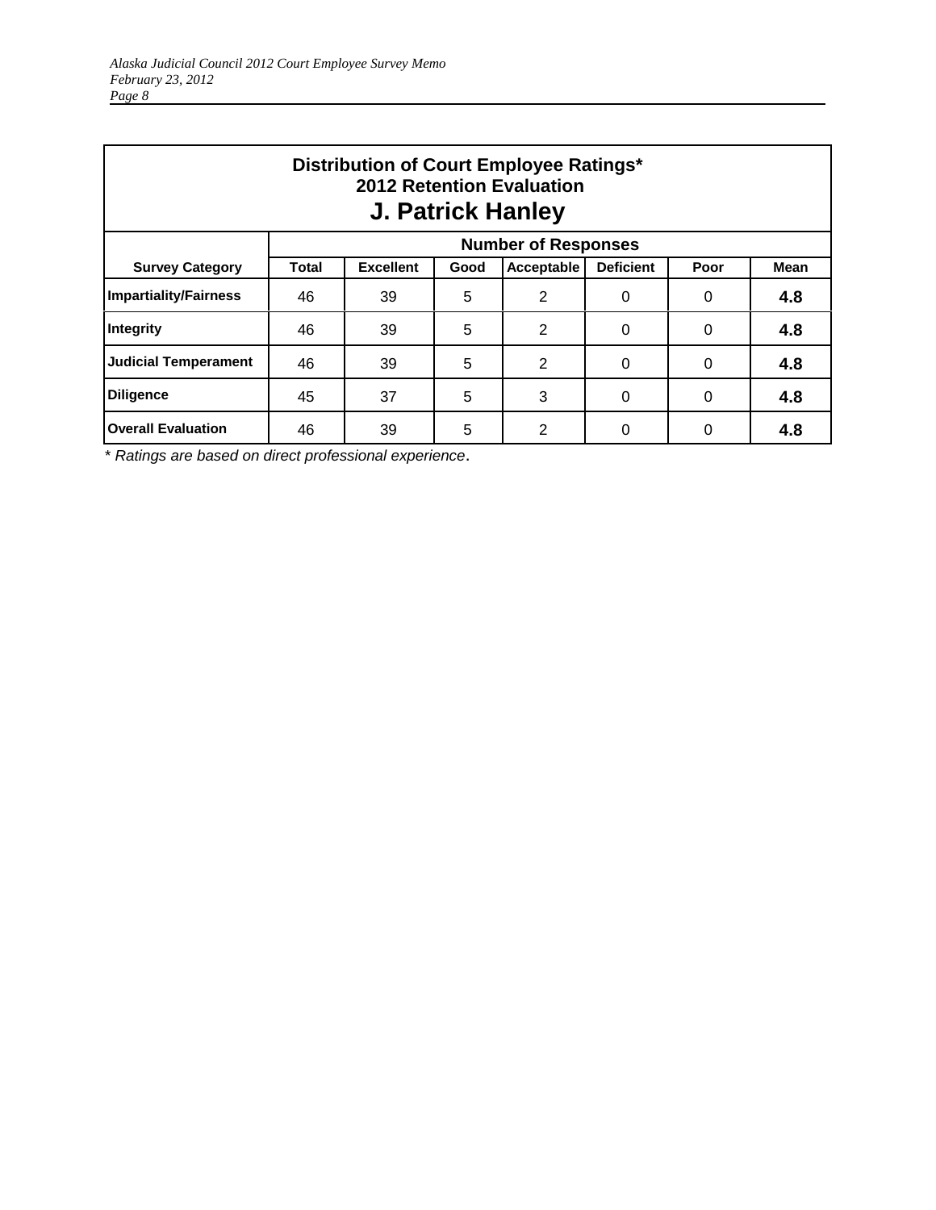**Distribution of Court Employee Ratings***
**2012 Retention Evaluation**
## J. Patrick Hanley

| | Number of Responses | | | | | | |
|---|---|---|---|---|---|---|---|
| **Survey Category** | **Total** | **Excellent** | **Good** | **Acceptable** | **Deficient** | **Poor** | **Mean** |
| **Impartiality/Fairness** | 46 | 39 | 5 | 2 | 0 | 0 | **4.8** |
| **Integrity** | 46 | 39 | 5 | 2 | 0 | 0 | **4.8** |
| **Judicial Temperament** | 46 | 39 | 5 | 2 | 0 | 0 | **4.8** |
| **Diligence** | 45 | 37 | 5 | 3 | 0 | 0 | **4.8** |
| **Overall Evaluation** | 46 | 39 | 5 | 2 | 0 | 0 | **4.8** |

*\* Ratings are based on direct professional experience.*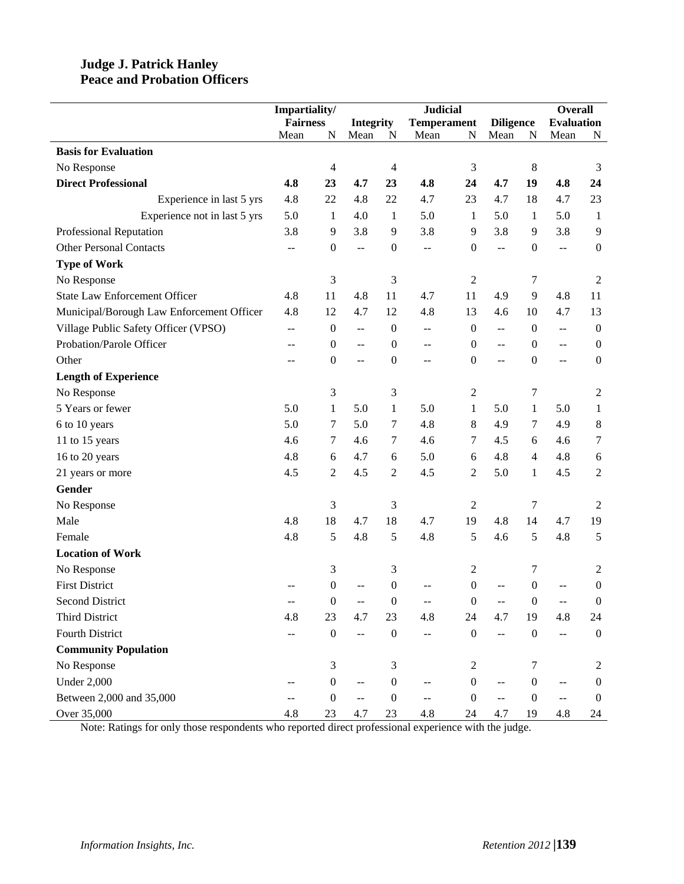**Judge J. Patrick Hanley**
**Peace and Probation Officers**

| | Impartiality/ Fairness | | Integrity | | Judicial Temperament | | Diligence | | Overall Evaluation | |
|---|---|---|---|---|---|---|---|---|---|---|
| | Mean | N | Mean | N | Mean | N | Mean | N | Mean | N |
| **Basis for Evaluation** | | | | | | | | | | |
| No Response | | 4 | | 4 | | 3 | | 8 | | 3 |
| **Direct Professional** | **4.8** | **23** | **4.7** | **23** | **4.8** | **24** | **4.7** | **19** | **4.8** | **24** |
| Experience in last 5 yrs | 4.8 | 22 | 4.8 | 22 | 4.7 | 23 | 4.7 | 18 | 4.7 | 23 |
| Experience not in last 5 yrs | 5.0 | 1 | 4.0 | 1 | 5.0 | 1 | 5.0 | 1 | 5.0 | 1 |
| Professional Reputation | 3.8 | 9 | 3.8 | 9 | 3.8 | 9 | 3.8 | 9 | 3.8 | 9 |
| Other Personal Contacts | -- | 0 | -- | 0 | -- | 0 | -- | 0 | -- | 0 |
| **Type of Work** | | | | | | | | | | |
| No Response | | 3 | | 3 | | 2 | | 7 | | 2 |
| State Law Enforcement Officer | 4.8 | 11 | 4.8 | 11 | 4.7 | 11 | 4.9 | 9 | 4.8 | 11 |
| Municipal/Borough Law Enforcement Officer | 4.8 | 12 | 4.7 | 12 | 4.8 | 13 | 4.6 | 10 | 4.7 | 13 |
| Village Public Safety Officer (VPSO) | -- | 0 | -- | 0 | -- | 0 | -- | 0 | -- | 0 |
| Probation/Parole Officer | -- | 0 | -- | 0 | -- | 0 | -- | 0 | -- | 0 |
| Other | -- | 0 | -- | 0 | -- | 0 | -- | 0 | -- | 0 |
| **Length of Experience** | | | | | | | | | | |
| No Response | | 3 | | 3 | | 2 | | 7 | | 2 |
| 5 Years or fewer | 5.0 | 1 | 5.0 | 1 | 5.0 | 1 | 5.0 | 1 | 5.0 | 1 |
| 6 to 10 years | 5.0 | 7 | 5.0 | 7 | 4.8 | 8 | 4.9 | 7 | 4.9 | 8 |
| 11 to 15 years | 4.6 | 7 | 4.6 | 7 | 4.6 | 7 | 4.5 | 6 | 4.6 | 7 |
| 16 to 20 years | 4.8 | 6 | 4.7 | 6 | 5.0 | 6 | 4.8 | 4 | 4.8 | 6 |
| 21 years or more | 4.5 | 2 | 4.5 | 2 | 4.5 | 2 | 5.0 | 1 | 4.5 | 2 |
| **Gender** | | | | | | | | | | |
| No Response | | 3 | | 3 | | 2 | | 7 | | 2 |
| Male | 4.8 | 18 | 4.7 | 18 | 4.7 | 19 | 4.8 | 14 | 4.7 | 19 |
| Female | 4.8 | 5 | 4.8 | 5 | 4.8 | 5 | 4.6 | 5 | 4.8 | 5 |
| **Location of Work** | | | | | | | | | | |
| No Response | | 3 | | 3 | | 2 | | 7 | | 2 |
| First District | -- | 0 | -- | 0 | -- | 0 | -- | 0 | -- | 0 |
| Second District | -- | 0 | -- | 0 | -- | 0 | -- | 0 | -- | 0 |
| Third District | 4.8 | 23 | 4.7 | 23 | 4.8 | 24 | 4.7 | 19 | 4.8 | 24 |
| Fourth District | -- | 0 | -- | 0 | -- | 0 | -- | 0 | -- | 0 |
| **Community Population** | | | | | | | | | | |
| No Response | | 3 | | 3 | | 2 | | 7 | | 2 |
| Under 2,000 | -- | 0 | -- | 0 | -- | 0 | -- | 0 | -- | 0 |
| Between 2,000 and 35,000 | -- | 0 | -- | 0 | -- | 0 | -- | 0 | -- | 0 |
| Over 35,000 | 4.8 | 23 | 4.7 | 23 | 4.8 | 24 | 4.7 | 19 | 4.8 | 24 |

Note: Ratings for only those respondents who reported direct professional experience with the judge.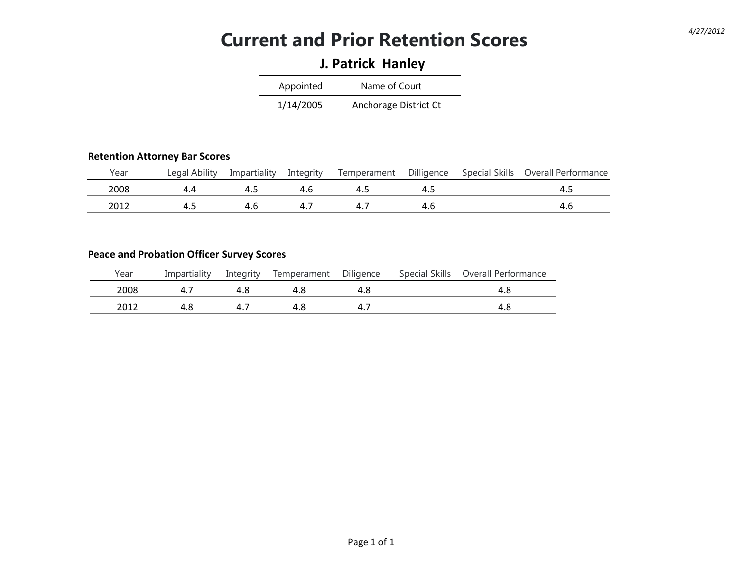*4/27/2012*

# Current and Prior Retention Scores

## J. Patrick Hanley

| Appointed | Name of Court |
|---|---|
| 1/14/2005 | Anchorage District Ct |

**Retention Attorney Bar Scores**

| Year | Legal Ability | Impartiality | Integrity | Temperament | Dilligence | Special Skills | Overall Performance |
|---|---|---|---|---|---|---|---|
| 2008 | 4.4 | 4.5 | 4.6 | 4.5 | 4.5 | | 4.5 |
| 2012 | 4.5 | 4.6 | 4.7 | 4.7 | 4.6 | | 4.6 |

**Peace and Probation Officer Survey Scores**

| Year | Impartiality | Integrity | Temperament | Diligence | Special Skills | Overall Performance |
|---|---|---|---|---|---|---|
| 2008 | 4.7 | 4.8 | 4.8 | 4.8 | | 4.8 |
| 2012 | 4.8 | 4.7 | 4.8 | 4.7 | | 4.8 |